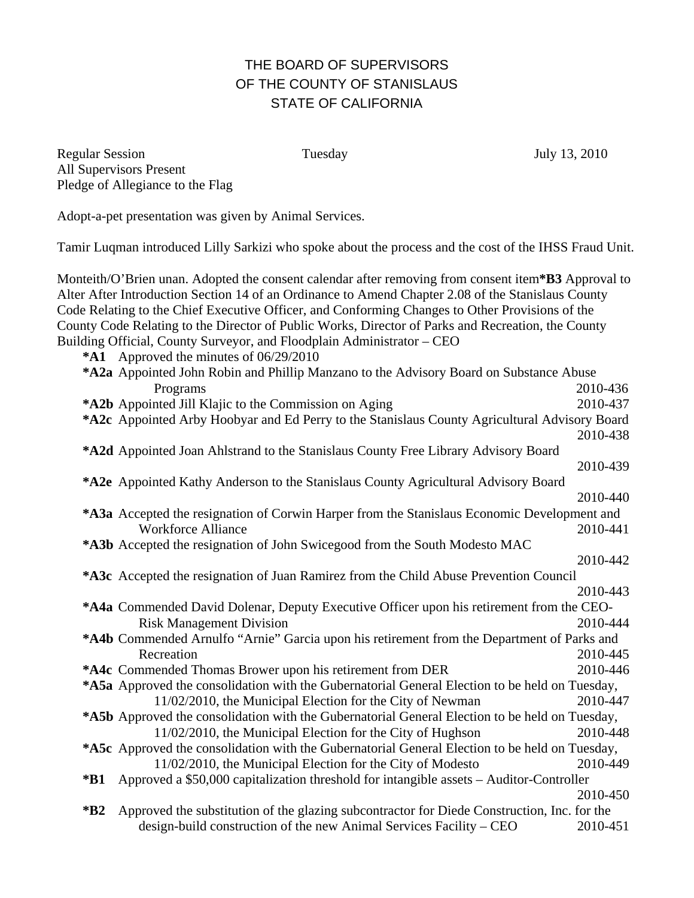# THE BOARD OF SUPERVISORS
# OF THE COUNTY OF STANISLAUS
# STATE OF CALIFORNIA

Regular Session Tuesday July 13, 2010
All Supervisors Present
Pledge of Allegiance to the Flag

Adopt-a-pet presentation was given by Animal Services.

Tamir Luqman introduced Lilly Sarkizi who spoke about the process and the cost of the IHSS Fraud Unit.

Monteith/O'Brien unan. Adopted the consent calendar after removing from consent item **\*B3** Approval to Alter After Introduction Section 14 of an Ordinance to Amend Chapter 2.08 of the Stanislaus County Code Relating to the Chief Executive Officer, and Conforming Changes to Other Provisions of the County Code Relating to the Director of Public Works, Director of Parks and Recreation, the County Building Official, County Surveyor, and Floodplain Administrator – CEO

**\*A1** Approved the minutes of 06/29/2010

**\*A2a** Appointed John Robin and Phillip Manzano to the Advisory Board on Substance Abuse Programs 2010-436

**\*A2b** Appointed Jill Klajic to the Commission on Aging 2010-437

**\*A2c** Appointed Arby Hoobyar and Ed Perry to the Stanislaus County Agricultural Advisory Board 2010-438

**\*A2d** Appointed Joan Ahlstrand to the Stanislaus County Free Library Advisory Board 2010-439

**\*A2e** Appointed Kathy Anderson to the Stanislaus County Agricultural Advisory Board 2010-440

**\*A3a** Accepted the resignation of Corwin Harper from the Stanislaus Economic Development and Workforce Alliance 2010-441

**\*A3b** Accepted the resignation of John Swicegood from the South Modesto MAC 2010-442

**\*A3c** Accepted the resignation of Juan Ramirez from the Child Abuse Prevention Council 2010-443

**\*A4a** Commended David Dolenar, Deputy Executive Officer upon his retirement from the CEO-Risk Management Division 2010-444

**\*A4b** Commended Arnulfo "Arnie" Garcia upon his retirement from the Department of Parks and Recreation 2010-445

**\*A4c** Commended Thomas Brower upon his retirement from DER 2010-446

**\*A5a** Approved the consolidation with the Gubernatorial General Election to be held on Tuesday, 11/02/2010, the Municipal Election for the City of Newman 2010-447

**\*A5b** Approved the consolidation with the Gubernatorial General Election to be held on Tuesday, 11/02/2010, the Municipal Election for the City of Hughson 2010-448

**\*A5c** Approved the consolidation with the Gubernatorial General Election to be held on Tuesday, 11/02/2010, the Municipal Election for the City of Modesto 2010-449

**\*B1** Approved a $50,000 capitalization threshold for intangible assets – Auditor-Controller 2010-450

**\*B2** Approved the substitution of the glazing subcontractor for Diede Construction, Inc. for the design-build construction of the new Animal Services Facility – CEO 2010-451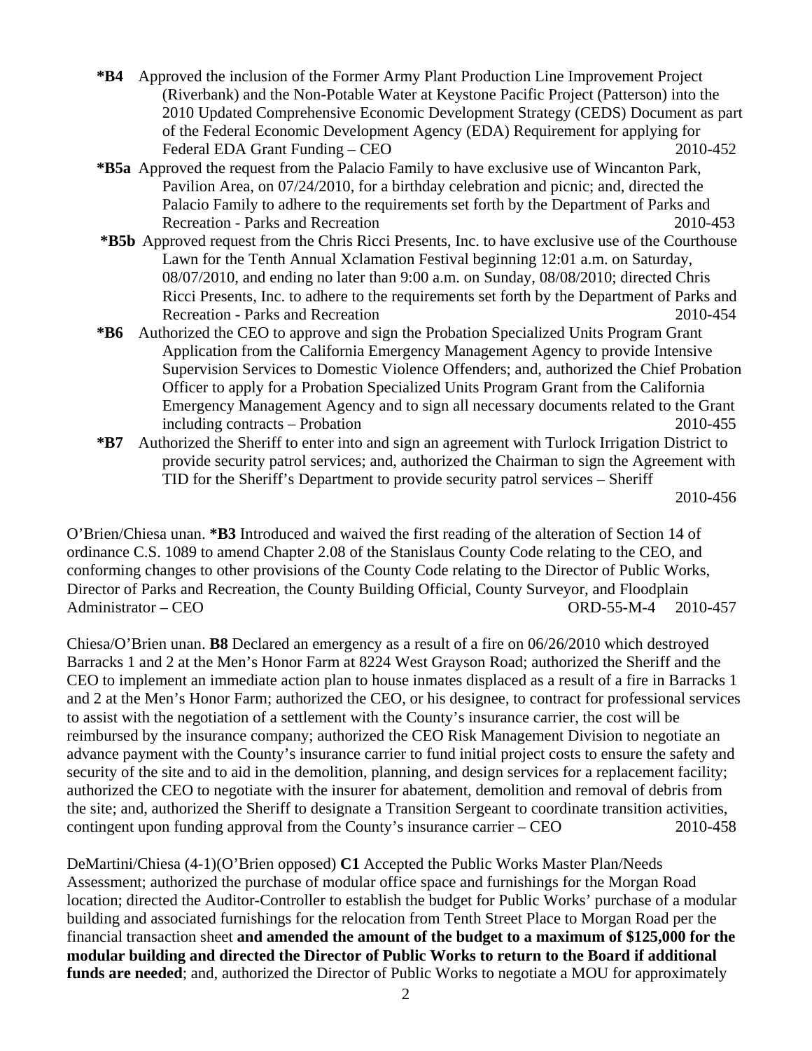**\*B4** Approved the inclusion of the Former Army Plant Production Line Improvement Project (Riverbank) and the Non-Potable Water at Keystone Pacific Project (Patterson) into the 2010 Updated Comprehensive Economic Development Strategy (CEDS) Document as part of the Federal Economic Development Agency (EDA) Requirement for applying for Federal EDA Grant Funding – CEO 2010-452

**\*B5a** Approved the request from the Palacio Family to have exclusive use of Wincanton Park, Pavilion Area, on 07/24/2010, for a birthday celebration and picnic; and, directed the Palacio Family to adhere to the requirements set forth by the Department of Parks and Recreation - Parks and Recreation 2010-453

**\*B5b** Approved request from the Chris Ricci Presents, Inc. to have exclusive use of the Courthouse Lawn for the Tenth Annual Xclamation Festival beginning 12:01 a.m. on Saturday, 08/07/2010, and ending no later than 9:00 a.m. on Sunday, 08/08/2010; directed Chris Ricci Presents, Inc. to adhere to the requirements set forth by the Department of Parks and Recreation - Parks and Recreation 2010-454

**\*B6** Authorized the CEO to approve and sign the Probation Specialized Units Program Grant Application from the California Emergency Management Agency to provide Intensive Supervision Services to Domestic Violence Offenders; and, authorized the Chief Probation Officer to apply for a Probation Specialized Units Program Grant from the California Emergency Management Agency and to sign all necessary documents related to the Grant including contracts – Probation 2010-455

**\*B7** Authorized the Sheriff to enter into and sign an agreement with Turlock Irrigation District to provide security patrol services; and, authorized the Chairman to sign the Agreement with TID for the Sheriff's Department to provide security patrol services – Sheriff 2010-456

O'Brien/Chiesa unan. **\*B3** Introduced and waived the first reading of the alteration of Section 14 of ordinance C.S. 1089 to amend Chapter 2.08 of the Stanislaus County Code relating to the CEO, and conforming changes to other provisions of the County Code relating to the Director of Public Works, Director of Parks and Recreation, the County Building Official, County Surveyor, and Floodplain Administrator – CEO ORD-55-M-4 2010-457

Chiesa/O'Brien unan. **B8** Declared an emergency as a result of a fire on 06/26/2010 which destroyed Barracks 1 and 2 at the Men's Honor Farm at 8224 West Grayson Road; authorized the Sheriff and the CEO to implement an immediate action plan to house inmates displaced as a result of a fire in Barracks 1 and 2 at the Men's Honor Farm; authorized the CEO, or his designee, to contract for professional services to assist with the negotiation of a settlement with the County's insurance carrier, the cost will be reimbursed by the insurance company; authorized the CEO Risk Management Division to negotiate an advance payment with the County's insurance carrier to fund initial project costs to ensure the safety and security of the site and to aid in the demolition, planning, and design services for a replacement facility; authorized the CEO to negotiate with the insurer for abatement, demolition and removal of debris from the site; and, authorized the Sheriff to designate a Transition Sergeant to coordinate transition activities, contingent upon funding approval from the County's insurance carrier – CEO 2010-458

DeMartini/Chiesa (4-1)(O'Brien opposed) **C1** Accepted the Public Works Master Plan/Needs Assessment; authorized the purchase of modular office space and furnishings for the Morgan Road location; directed the Auditor-Controller to establish the budget for Public Works' purchase of a modular building and associated furnishings for the relocation from Tenth Street Place to Morgan Road per the financial transaction sheet **and amended the amount of the budget to a maximum of $125,000 for the modular building and directed the Director of Public Works to return to the Board if additional funds are needed**; and, authorized the Director of Public Works to negotiate a MOU for approximately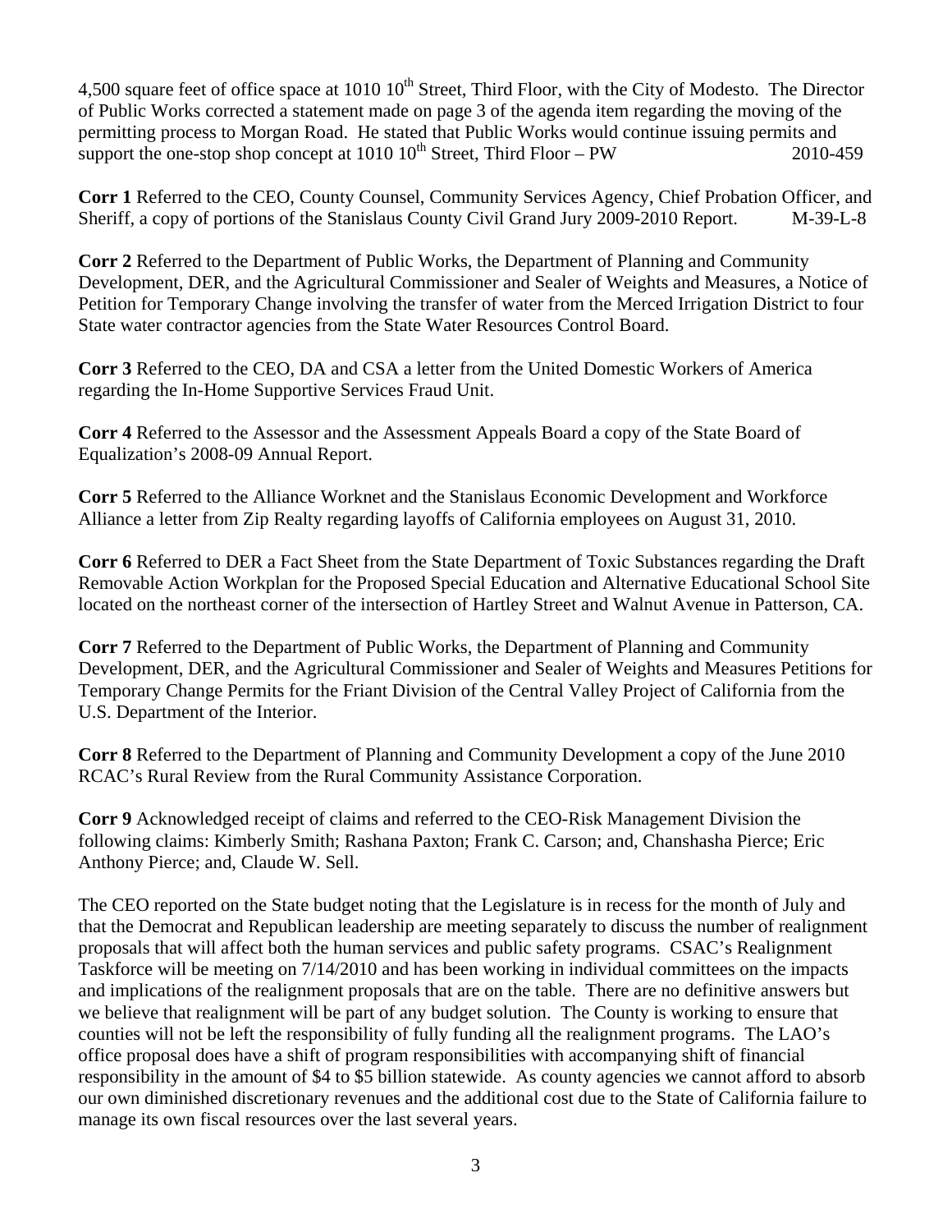4,500 square feet of office space at 1010 10th Street, Third Floor, with the City of Modesto. The Director of Public Works corrected a statement made on page 3 of the agenda item regarding the moving of the permitting process to Morgan Road. He stated that Public Works would continue issuing permits and support the one-stop shop concept at 1010 10th Street, Third Floor – PW 2010-459

**Corr 1** Referred to the CEO, County Counsel, Community Services Agency, Chief Probation Officer, and Sheriff, a copy of portions of the Stanislaus County Civil Grand Jury 2009-2010 Report. M-39-L-8

**Corr 2** Referred to the Department of Public Works, the Department of Planning and Community Development, DER, and the Agricultural Commissioner and Sealer of Weights and Measures, a Notice of Petition for Temporary Change involving the transfer of water from the Merced Irrigation District to four State water contractor agencies from the State Water Resources Control Board.

**Corr 3** Referred to the CEO, DA and CSA a letter from the United Domestic Workers of America regarding the In-Home Supportive Services Fraud Unit.

**Corr 4** Referred to the Assessor and the Assessment Appeals Board a copy of the State Board of Equalization's 2008-09 Annual Report.

**Corr 5** Referred to the Alliance Worknet and the Stanislaus Economic Development and Workforce Alliance a letter from Zip Realty regarding layoffs of California employees on August 31, 2010.

**Corr 6** Referred to DER a Fact Sheet from the State Department of Toxic Substances regarding the Draft Removable Action Workplan for the Proposed Special Education and Alternative Educational School Site located on the northeast corner of the intersection of Hartley Street and Walnut Avenue in Patterson, CA.

**Corr 7** Referred to the Department of Public Works, the Department of Planning and Community Development, DER, and the Agricultural Commissioner and Sealer of Weights and Measures Petitions for Temporary Change Permits for the Friant Division of the Central Valley Project of California from the U.S. Department of the Interior.

**Corr 8** Referred to the Department of Planning and Community Development a copy of the June 2010 RCAC's Rural Review from the Rural Community Assistance Corporation.

**Corr 9** Acknowledged receipt of claims and referred to the CEO-Risk Management Division the following claims: Kimberly Smith; Rashana Paxton; Frank C. Carson; and, Chanshasha Pierce; Eric Anthony Pierce; and, Claude W. Sell.

The CEO reported on the State budget noting that the Legislature is in recess for the month of July and that the Democrat and Republican leadership are meeting separately to discuss the number of realignment proposals that will affect both the human services and public safety programs. CSAC's Realignment Taskforce will be meeting on 7/14/2010 and has been working in individual committees on the impacts and implications of the realignment proposals that are on the table. There are no definitive answers but we believe that realignment will be part of any budget solution. The County is working to ensure that counties will not be left the responsibility of fully funding all the realignment programs. The LAO's office proposal does have a shift of program responsibilities with accompanying shift of financial responsibility in the amount of $4 to $5 billion statewide. As county agencies we cannot afford to absorb our own diminished discretionary revenues and the additional cost due to the State of California failure to manage its own fiscal resources over the last several years.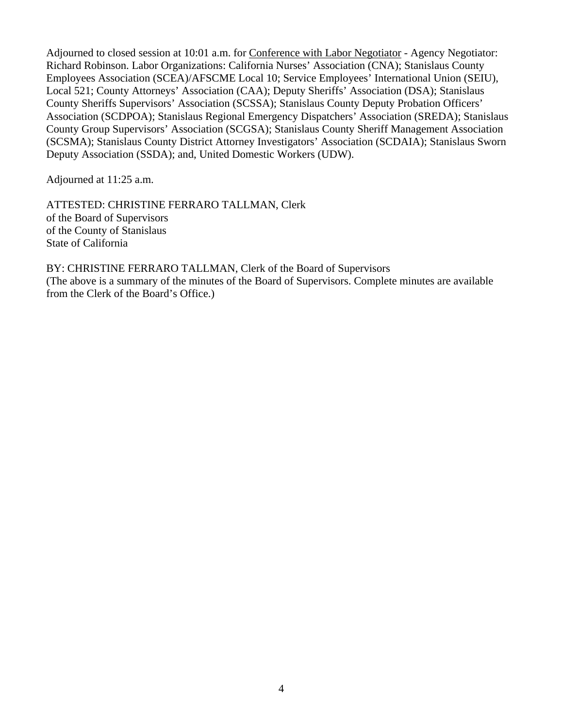Adjourned to closed session at 10:01 a.m. for <u>Conference with Labor Negotiator</u> - Agency Negotiator: Richard Robinson. Labor Organizations: California Nurses' Association (CNA); Stanislaus County Employees Association (SCEA)/AFSCME Local 10; Service Employees' International Union (SEIU), Local 521; County Attorneys' Association (CAA); Deputy Sheriffs' Association (DSA); Stanislaus County Sheriffs Supervisors' Association (SCSSA); Stanislaus County Deputy Probation Officers' Association (SCDPOA); Stanislaus Regional Emergency Dispatchers' Association (SREDA); Stanislaus County Group Supervisors' Association (SCGSA); Stanislaus County Sheriff Management Association (SCSMA); Stanislaus County District Attorney Investigators' Association (SCDAIA); Stanislaus Sworn Deputy Association (SSDA); and, United Domestic Workers (UDW).

Adjourned at 11:25 a.m.

ATTESTED: CHRISTINE FERRARO TALLMAN, Clerk
of the Board of Supervisors
of the County of Stanislaus
State of California

BY: CHRISTINE FERRARO TALLMAN, Clerk of the Board of Supervisors
(The above is a summary of the minutes of the Board of Supervisors. Complete minutes are available from the Clerk of the Board's Office.)